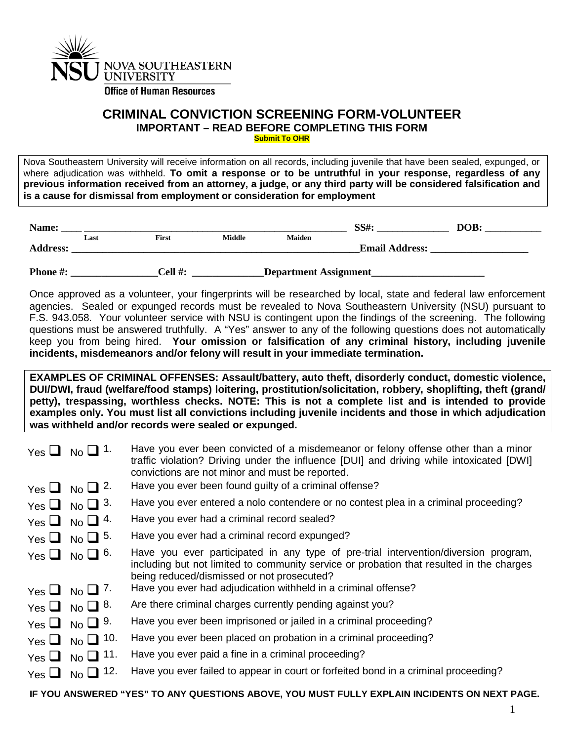NSU NOVA SOUTHEASTERN UNIVERSITY
Office of Human Resources

# CRIMINAL CONVICTION SCREENING FORM-VOLUNTEER

## IMPORTANT – READ BEFORE COMPLETING THIS FORM

**Submit To OHR**

Nova Southeastern University will receive information on all records, including juvenile that have been sealed, expunged, or where adjudication was withheld. **To omit a response or to be untruthful in your response, regardless of any previous information received from an attorney, a judge, or any third party will be considered falsification and is a cause for dismissal from employment or consideration for employment**

**Name:** ____ ______________________________________________ **SS#:** ______________ **DOB:** ___________
Last First Middle Maiden

**Address:** _______________________________________________ **Email Address:** ___________________

**Phone #:** _________________ **Cell #:** ______________ **Department Assignment** ______________________

Once approved as a volunteer, your fingerprints will be researched by local, state and federal law enforcement agencies. Sealed or expunged records must be revealed to Nova Southeastern University (NSU) pursuant to F.S. 943.058. Your volunteer service with NSU is contingent upon the findings of the screening. The following questions must be answered truthfully. A "Yes" answer to any of the following questions does not automatically keep you from being hired. **Your omission or falsification of any criminal history, including juvenile incidents, misdemeanors and/or felony will result in your immediate termination.**

**EXAMPLES OF CRIMINAL OFFENSES: Assault/battery, auto theft, disorderly conduct, domestic violence, DUI/DWI, fraud (welfare/food stamps) loitering, prostitution/solicitation, robbery, shoplifting, theft (grand/ petty), trespassing, worthless checks. NOTE: This is not a complete list and is intended to provide examples only. You must list all convictions including juvenile incidents and those in which adjudication was withheld and/or records were sealed or expunged.**

- Yes ☐ No ☐ 1. Have you ever been convicted of a misdemeanor or felony offense other than a minor traffic violation? Driving under the influence [DUI] and driving while intoxicated [DWI] convictions are not minor and must be reported.
- Yes ☐ No ☐ 2. Have you ever been found guilty of a criminal offense?
- Yes ☐ No ☐ 3. Have you ever entered a nolo contendere or no contest plea in a criminal proceeding?
- Yes ☐ No ☐ 4. Have you ever had a criminal record sealed?
- Yes ☐ No ☐ 5. Have you ever had a criminal record expunged?
- Yes ☐ No ☐ 6. Have you ever participated in any type of pre-trial intervention/diversion program, including but not limited to community service or probation that resulted in the charges being reduced/dismissed or not prosecuted?
- Yes ☐ No ☐ 7. Have you ever had adjudication withheld in a criminal offense?
- Yes ☐ No ☐ 8. Are there criminal charges currently pending against you?
- Yes ☐ No ☐ 9. Have you ever been imprisoned or jailed in a criminal proceeding?
- Yes ☐ No ☐ 10. Have you ever been placed on probation in a criminal proceeding?
- Yes ☐ No ☐ 11. Have you ever paid a fine in a criminal proceeding?
- Yes ☐ No ☐ 12. Have you ever failed to appear in court or forfeited bond in a criminal proceeding?

**IF YOU ANSWERED "YES" TO ANY QUESTIONS ABOVE, YOU MUST FULLY EXPLAIN INCIDENTS ON NEXT PAGE.**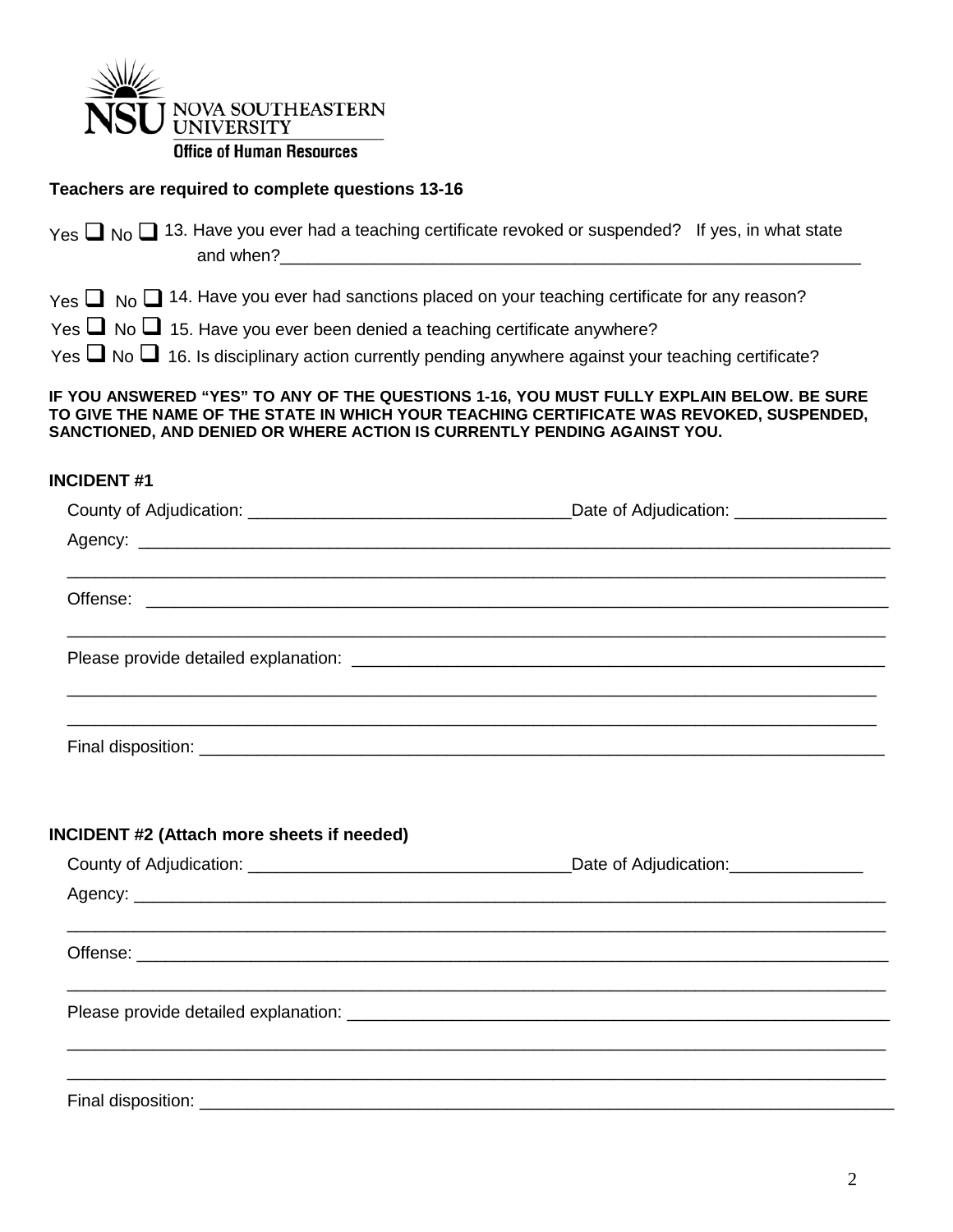NSU NOVA SOUTHEASTERN UNIVERSITY

Office of Human Resources

**Teachers are required to complete questions 13-16**

Yes ☐ No ☐ 13. Have you ever had a teaching certificate revoked or suspended? If yes, in what state and when?_______________________________________________________________

Yes ☐ No ☐ 14. Have you ever had sanctions placed on your teaching certificate for any reason?

Yes ☐ No ☐ 15. Have you ever been denied a teaching certificate anywhere?

Yes ☐ No ☐ 16. Is disciplinary action currently pending anywhere against your teaching certificate?

**IF YOU ANSWERED "YES" TO ANY OF THE QUESTIONS 1-16, YOU MUST FULLY EXPLAIN BELOW. BE SURE TO GIVE THE NAME OF THE STATE IN WHICH YOUR TEACHING CERTIFICATE WAS REVOKED, SUSPENDED, SANCTIONED, AND DENIED OR WHERE ACTION IS CURRENTLY PENDING AGAINST YOU.**

**INCIDENT #1**

County of Adjudication: _________________________________Date of Adjudication: ________________

Agency: ________________________________________________________________________________

________________________________________________________________________________________

Offense: ________________________________________________________________________________

________________________________________________________________________________________

Please provide detailed explanation: _______________________________________________________

________________________________________________________________________________________

________________________________________________________________________________________

Final disposition: _________________________________________________________________________

**INCIDENT #2 (Attach more sheets if needed)**

County of Adjudication: _________________________________Date of Adjudication:______________

Agency: ________________________________________________________________________________

________________________________________________________________________________________

Offense: ________________________________________________________________________________

________________________________________________________________________________________

Please provide detailed explanation: _______________________________________________________

________________________________________________________________________________________

________________________________________________________________________________________

Final disposition: _________________________________________________________________________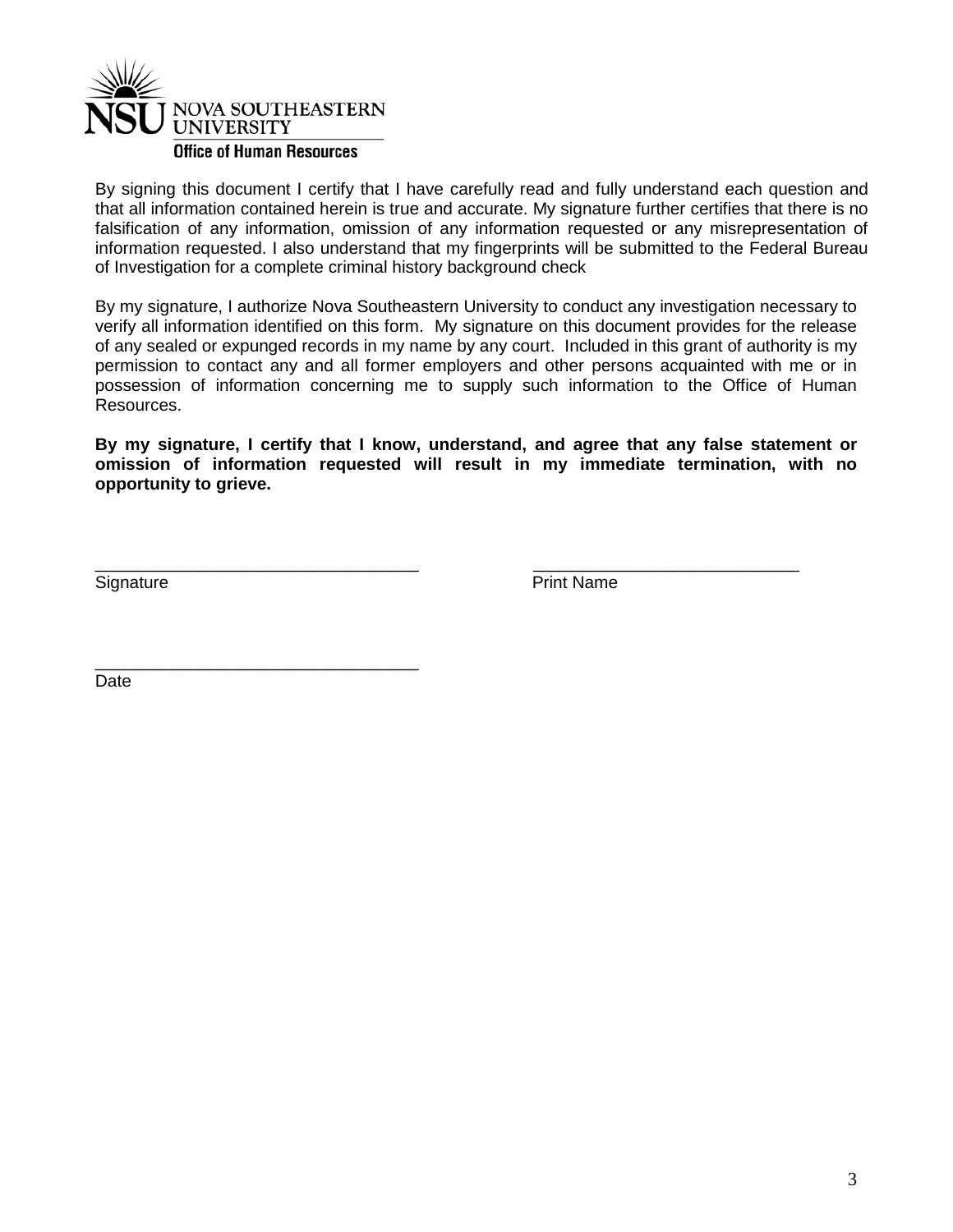NSU NOVA SOUTHEASTERN UNIVERSITY

Office of Human Resources

By signing this document I certify that I have carefully read and fully understand each question and that all information contained herein is true and accurate. My signature further certifies that there is no falsification of any information, omission of any information requested or any misrepresentation of information requested. I also understand that my fingerprints will be submitted to the Federal Bureau of Investigation for a complete criminal history background check

By my signature, I authorize Nova Southeastern University to conduct any investigation necessary to verify all information identified on this form. My signature on this document provides for the release of any sealed or expunged records in my name by any court. Included in this grant of authority is my permission to contact any and all former employers and other persons acquainted with me or in possession of information concerning me to supply such information to the Office of Human Resources.

**By my signature, I certify that I know, understand, and agree that any false statement or omission of information requested will result in my immediate termination, with no opportunity to grieve.**

_________________________________ _____________________________

Signature Print Name

_________________________________

Date